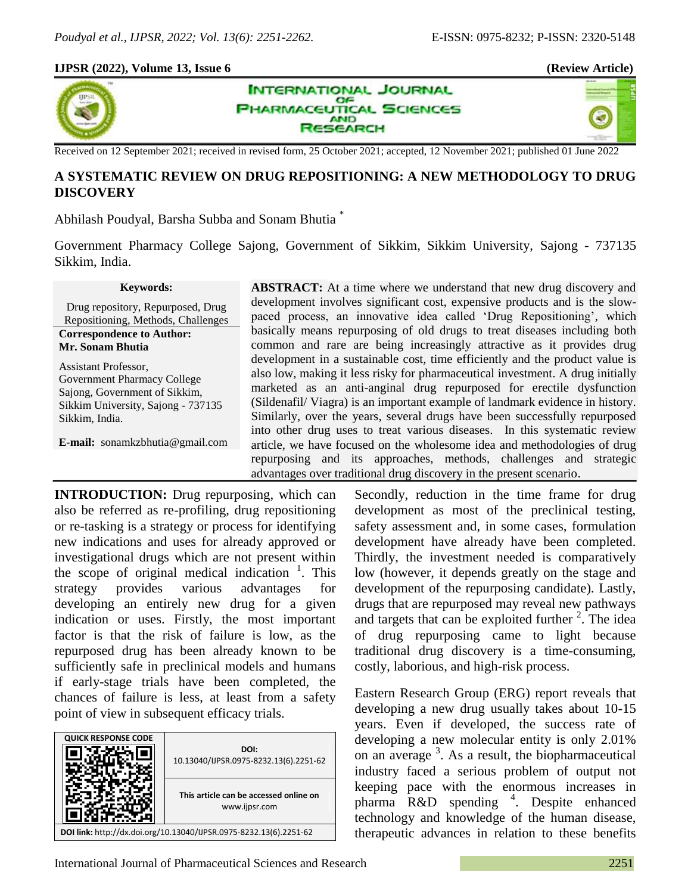**IJPSR (2022), Volume 13, Issue 6** **(Review Article)**

Received on 12 September 2021; received in revised form, 25 October 2021; accepted, 12 November 2021; published 01 June 2022

# A SYSTEMATIC REVIEW ON DRUG REPOSITIONING: A NEW METHODOLOGY TO DRUG DISCOVERY

Abhilash Poudyal, Barsha Subba and Sonam Bhutia [*]

Government Pharmacy College Sajong, Government of Sikkim, Sikkim University, Sajong - 737135 Sikkim, India.

**Keywords:**

Drug repository, Repurposed, Drug Repositioning, Methods, Challenges

**Correspondence to Author:**
**Mr. Sonam Bhutia**

Assistant Professor,
Government Pharmacy College Sajong, Government of Sikkim,
Sikkim University, Sajong - 737135
Sikkim, India.

**E-mail:** sonamkzbhutia@gmail.com

**ABSTRACT:** At a time where we understand that new drug discovery and development involves significant cost, expensive products and is the slow-paced process, an innovative idea called 'Drug Repositioning', which basically means repurposing of old drugs to treat diseases including both common and rare are being increasingly attractive as it provides drug development in a sustainable cost, time efficiently and the product value is also low, making it less risky for pharmaceutical investment. A drug initially marketed as an anti-anginal drug repurposed for erectile dysfunction (Sildenafil/ Viagra) is an important example of landmark evidence in history. Similarly, over the years, several drugs have been successfully repurposed into other drug uses to treat various diseases. In this systematic review article, we have focused on the wholesome idea and methodologies of drug repurposing and its approaches, methods, challenges and strategic advantages over traditional drug discovery in the present scenario.

**INTRODUCTION:** Drug repurposing, which can also be referred as re-profiling, drug repositioning or re-tasking is a strategy or process for identifying new indications and uses for already approved or investigational drugs which are not present within the scope of original medical indication [1]. This strategy provides various advantages for developing an entirely new drug for a given indication or uses. Firstly, the most important factor is that the risk of failure is low, as the repurposed drug has been already known to be sufficiently safe in preclinical models and humans if early-stage trials have been completed, the chances of failure is less, at least from a safety point of view in subsequent efficacy trials.

| QUICK RESPONSE CODE | DOI: 10.13040/IJPSR.0975-8232.13(6).2251-62 |
|---|---|
| | This article can be accessed online on www.ijpsr.com |
| DOI link: http://dx.doi.org/10.13040/IJPSR.0975-8232.13(6).2251-62 | |

Secondly, reduction in the time frame for drug development as most of the preclinical testing, safety assessment and, in some cases, formulation development have already have been completed. Thirdly, the investment needed is comparatively low (however, it depends greatly on the stage and development of the repurposing candidate). Lastly, drugs that are repurposed may reveal new pathways and targets that can be exploited further [2]. The idea of drug repurposing came to light because traditional drug discovery is a time-consuming, costly, laborious, and high-risk process.

Eastern Research Group (ERG) report reveals that developing a new drug usually takes about 10-15 years. Even if developed, the success rate of developing a new molecular entity is only 2.01% on an average [3]. As a result, the biopharmaceutical industry faced a serious problem of output not keeping pace with the enormous increases in pharma R&D spending [4]. Despite enhanced technology and knowledge of the human disease, therapeutic advances in relation to these benefits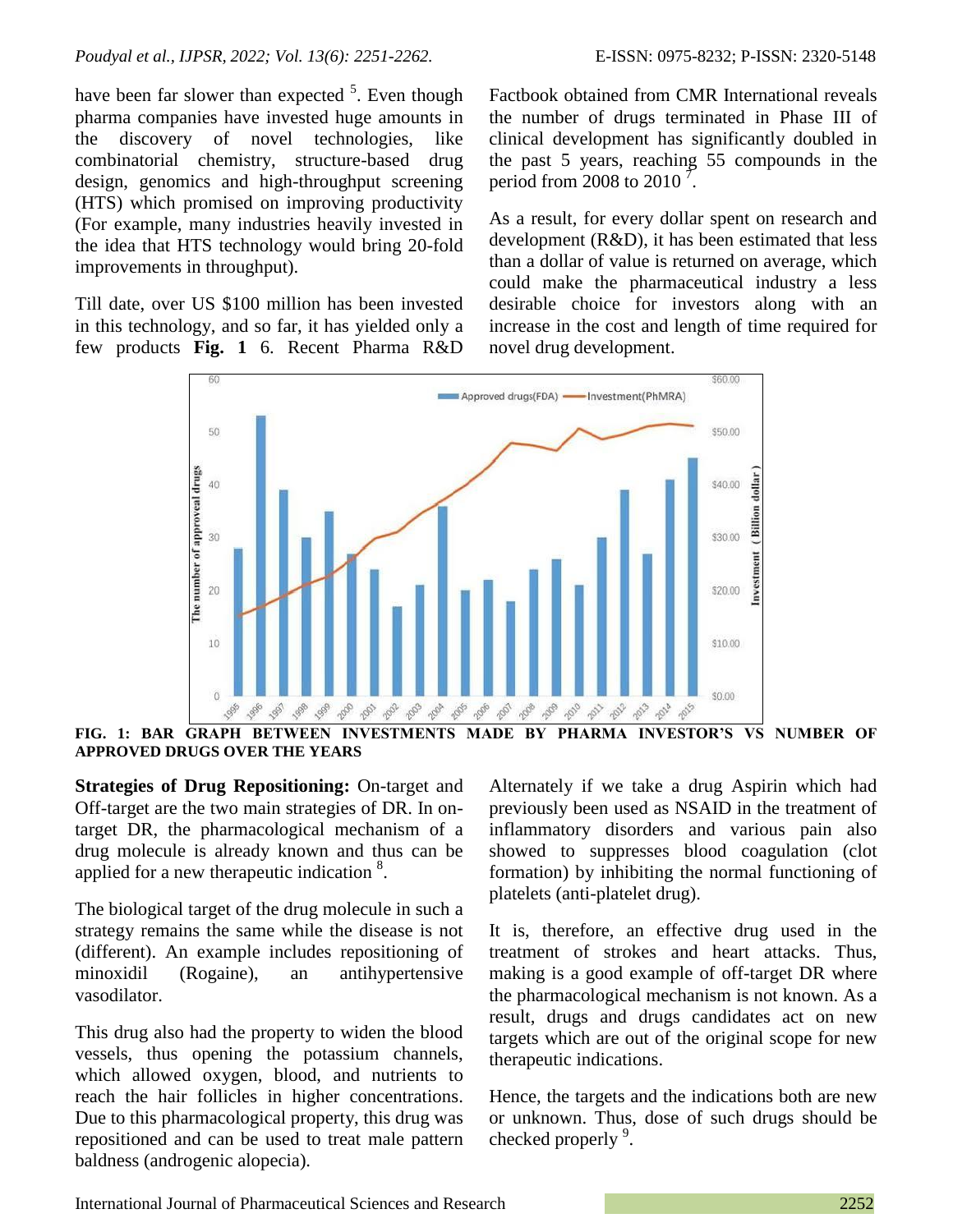have been far slower than expected [5]. Even though pharma companies have invested huge amounts in the discovery of novel technologies, like combinatorial chemistry, structure-based drug design, genomics and high-throughput screening (HTS) which promised on improving productivity (For example, many industries heavily invested in the idea that HTS technology would bring 20-fold improvements in throughput).

Till date, over US $100 million has been invested in this technology, and so far, it has yielded only a few products **Fig. 1** 6. Recent Pharma R&D Factbook obtained from CMR International reveals the number of drugs terminated in Phase III of clinical development has significantly doubled in the past 5 years, reaching 55 compounds in the period from 2008 to 2010 [7].

As a result, for every dollar spent on research and development (R&D), it has been estimated that less than a dollar of value is returned on average, which could make the pharmaceutical industry a less desirable choice for investors along with an increase in the cost and length of time required for novel drug development.

**FIG. 1: BAR GRAPH BETWEEN INVESTMENTS MADE BY PHARMA INVESTOR'S VS NUMBER OF APPROVED DRUGS OVER THE YEARS**

**Strategies of Drug Repositioning:** On-target and Off-target are the two main strategies of DR. In on-target DR, the pharmacological mechanism of a drug molecule is already known and thus can be applied for a new therapeutic indication [8].

The biological target of the drug molecule in such a strategy remains the same while the disease is not (different). An example includes repositioning of minoxidil (Rogaine), an antihypertensive vasodilator.

This drug also had the property to widen the blood vessels, thus opening the potassium channels, which allowed oxygen, blood, and nutrients to reach the hair follicles in higher concentrations. Due to this pharmacological property, this drug was repositioned and can be used to treat male pattern baldness (androgenic alopecia).

Alternately if we take a drug Aspirin which had previously been used as NSAID in the treatment of inflammatory disorders and various pain also showed to suppresses blood coagulation (clot formation) by inhibiting the normal functioning of platelets (anti-platelet drug).

It is, therefore, an effective drug used in the treatment of strokes and heart attacks. Thus, making is a good example of off-target DR where the pharmacological mechanism is not known. As a result, drugs and drugs candidates act on new targets which are out of the original scope for new therapeutic indications.

Hence, the targets and the indications both are new or unknown. Thus, dose of such drugs should be checked properly [9].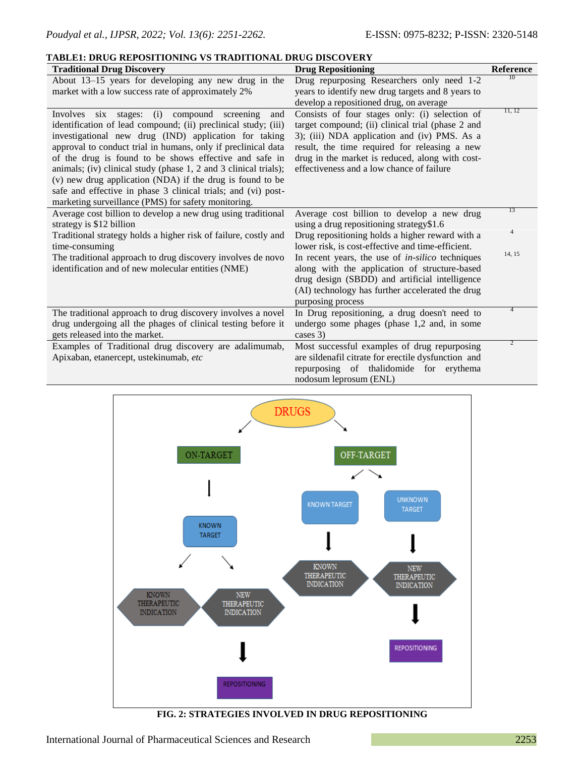**TABLE1: DRUG REPOSITIONING VS TRADITIONAL DRUG DISCOVERY**

| Traditional Drug Discovery | Drug Repositioning | Reference |
|---|---|---|
| About 13–15 years for developing any new drug in the market with a low success rate of approximately 2% | Drug repurposing Researchers only need 1-2 years to identify new drug targets and 8 years to develop a repositioned drug, on average | 10 |
| Involves six stages: (i) compound screening and identification of lead compound; (ii) preclinical study; (iii) investigational new drug (IND) application for taking approval to conduct trial in humans, only if preclinical data of the drug is found to be shows effective and safe in animals; (iv) clinical study (phase 1, 2 and 3 clinical trials); (v) new drug application (NDA) if the drug is found to be safe and effective in phase 3 clinical trials; and (vi) post-marketing surveillance (PMS) for safety monitoring. | Consists of four stages only: (i) selection of target compound; (ii) clinical trial (phase 2 and 3); (iii) NDA application and (iv) PMS. As a result, the time required for releasing a new drug in the market is reduced, along with cost-effectiveness and a low chance of failure | 11, 12 |
| Average cost billion to develop a new drug using traditional strategy is $12 billion | Average cost billion to develop a new drug using a drug repositioning strategy$1.6 | 13 |
| Traditional strategy holds a higher risk of failure, costly and time-consuming | Drug repositioning holds a higher reward with a lower risk, is cost-effective and time-efficient. | 4 |
| The traditional approach to drug discovery involves de novo identification and of new molecular entities (NME) | In recent years, the use of *in-silico* techniques along with the application of structure-based drug design (SBDD) and artificial intelligence (AI) technology has further accelerated the drug purposing process | 14, 15 |
| The traditional approach to drug discovery involves a novel drug undergoing all the phages of clinical testing before it gets released into the market. | In Drug repositioning, a drug doesn't need to undergo some phages (phase 1,2 and, in some cases 3) | 4 |
| Examples of Traditional drug discovery are adalimumab, Apixaban, etanercept, ustekinumab, *etc* | Most successful examples of drug repurposing are sildenafil citrate for erectile dysfunction and repurposing of thalidomide for erythema nodosum leprosum (ENL) | 2 |

**FIG. 2: STRATEGIES INVOLVED IN DRUG REPOSITIONING**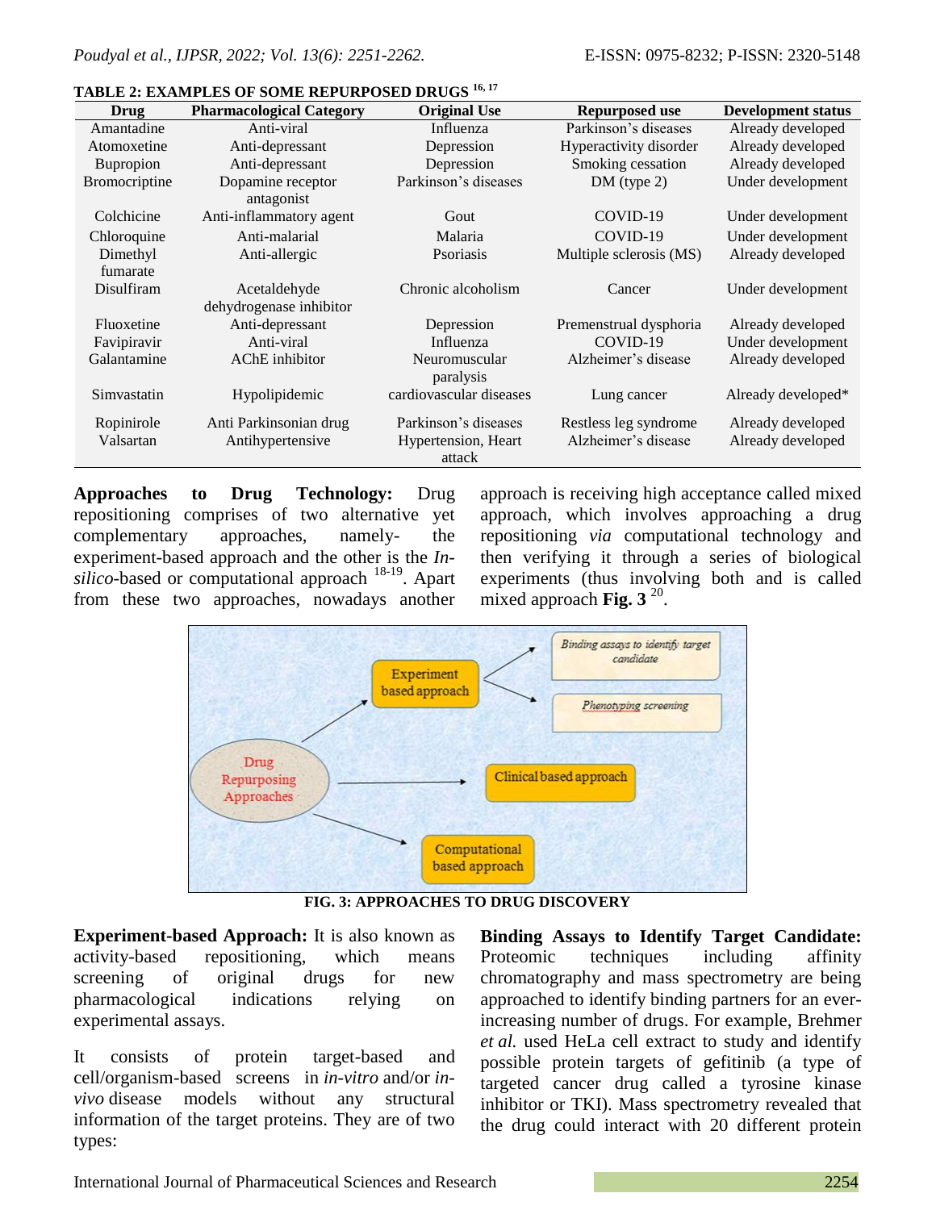**TABLE 2: EXAMPLES OF SOME REPURPOSED DRUGS [16, 17]**

| Drug | Pharmacological Category | Original Use | Repurposed use | Development status |
|---|---|---|---|---|
| Amantadine | Anti-viral | Influenza | Parkinson's diseases | Already developed |
| Atomoxetine | Anti-depressant | Depression | Hyperactivity disorder | Already developed |
| Bupropion | Anti-depressant | Depression | Smoking cessation | Already developed |
| Bromocriptine | Dopamine receptor antagonist | Parkinson's diseases | DM (type 2) | Under development |
| Colchicine | Anti-inflammatory agent | Gout | COVID-19 | Under development |
| Chloroquine | Anti-malarial | Malaria | COVID-19 | Under development |
| Dimethyl fumarate | Anti-allergic | Psoriasis | Multiple sclerosis (MS) | Already developed |
| Disulfiram | Acetaldehyde dehydrogenase inhibitor | Chronic alcoholism | Cancer | Under development |
| Fluoxetine | Anti-depressant | Depression | Premenstrual dysphoria | Already developed |
| Favipiravir | Anti-viral | Influenza | COVID-19 | Under development |
| Galantamine | AChE inhibitor | Neuromuscular paralysis | Alzheimer's disease | Already developed |
| Simvastatin | Hypolipidemic | cardiovascular diseases | Lung cancer | Already developed* |
| Ropinirole | Anti Parkinsonian drug | Parkinson's diseases | Restless leg syndrome | Already developed |
| Valsartan | Antihypertensive | Hypertension, Heart attack | Alzheimer's disease | Already developed |

**Approaches to Drug Technology:** Drug repositioning comprises of two alternative yet complementary approaches, namely- the experiment-based approach and the other is the *In-silico*-based or computational approach [18-19]. Apart from these two approaches, nowadays another approach is receiving high acceptance called mixed approach, which involves approaching a drug repositioning *via* computational technology and then verifying it through a series of biological experiments (thus involving both and is called mixed approach **Fig. 3** [20].

**FIG. 3: APPROACHES TO DRUG DISCOVERY**

**Experiment-based Approach:** It is also known as activity-based repositioning, which means screening of original drugs for new pharmacological indications relying on experimental assays.

It consists of protein target-based and cell/organism-based screens in *in-vitro* and/or *in-vivo* disease models without any structural information of the target proteins. They are of two types:

**Binding Assays to Identify Target Candidate:** Proteomic techniques including affinity chromatography and mass spectrometry are being approached to identify binding partners for an ever-increasing number of drugs. For example, Brehmer *et al.* used HeLa cell extract to study and identify possible protein targets of gefitinib (a type of targeted cancer drug called a tyrosine kinase inhibitor or TKI). Mass spectrometry revealed that the drug could interact with 20 different protein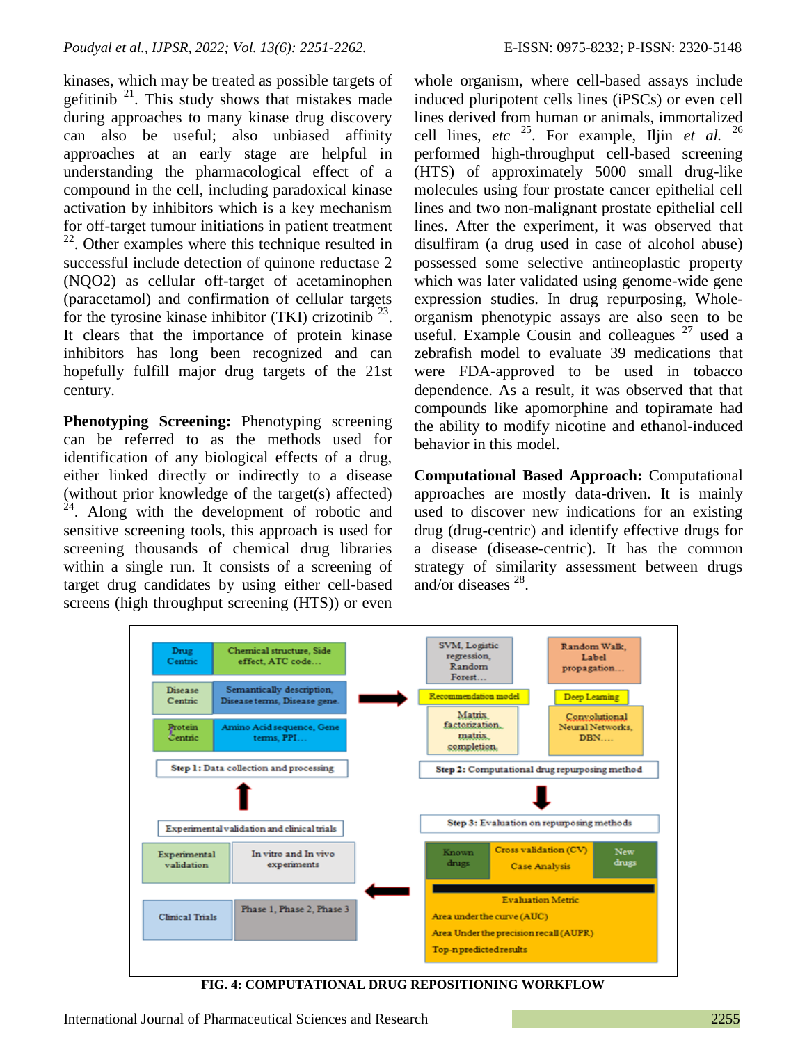kinases, which may be treated as possible targets of gefitinib [21]. This study shows that mistakes made during approaches to many kinase drug discovery can also be useful; also unbiased affinity approaches at an early stage are helpful in understanding the pharmacological effect of a compound in the cell, including paradoxical kinase activation by inhibitors which is a key mechanism for off-target tumour initiations in patient treatment [22]. Other examples where this technique resulted in successful include detection of quinone reductase 2 (NQO2) as cellular off-target of acetaminophen (paracetamol) and confirmation of cellular targets for the tyrosine kinase inhibitor (TKI) crizotinib [23]. It clears that the importance of protein kinase inhibitors has long been recognized and can hopefully fulfill major drug targets of the 21st century.

**Phenotyping Screening:** Phenotyping screening can be referred to as the methods used for identification of any biological effects of a drug, either linked directly or indirectly to a disease (without prior knowledge of the target(s) affected) [24]. Along with the development of robotic and sensitive screening tools, this approach is used for screening thousands of chemical drug libraries within a single run. It consists of a screening of target drug candidates by using either cell-based screens (high throughput screening (HTS)) or even whole organism, where cell-based assays include induced pluripotent cells lines (iPSCs) or even cell lines derived from human or animals, immortalized cell lines, *etc* [25]. For example, Iljin *et al.* [26] performed high-throughput cell-based screening (HTS) of approximately 5000 small drug-like molecules using four prostate cancer epithelial cell lines and two non-malignant prostate epithelial cell lines. After the experiment, it was observed that disulfiram (a drug used in case of alcohol abuse) possessed some selective antineoplastic property which was later validated using genome-wide gene expression studies. In drug repurposing, Whole-organism phenotypic assays are also seen to be useful. Example Cousin and colleagues [27] used a zebrafish model to evaluate 39 medications that were FDA-approved to be used in tobacco dependence. As a result, it was observed that that compounds like apomorphine and topiramate had the ability to modify nicotine and ethanol-induced behavior in this model.

**Computational Based Approach:** Computational approaches are mostly data-driven. It is mainly used to discover new indications for an existing drug (drug-centric) and identify effective drugs for a disease (disease-centric). It has the common strategy of similarity assessment between drugs and/or diseases [28].

**FIG. 4: COMPUTATIONAL DRUG REPOSITIONING WORKFLOW**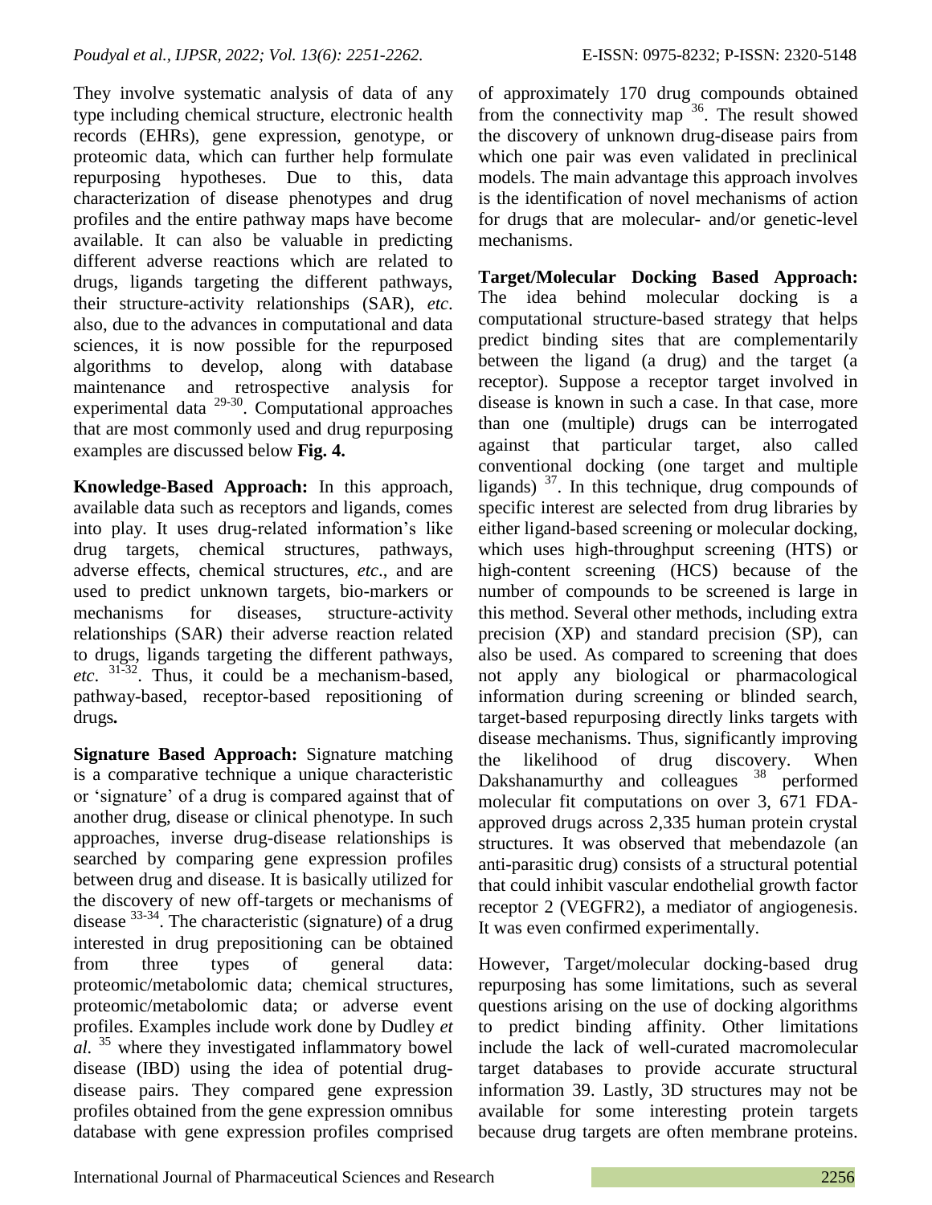They involve systematic analysis of data of any type including chemical structure, electronic health records (EHRs), gene expression, genotype, or proteomic data, which can further help formulate repurposing hypotheses. Due to this, data characterization of disease phenotypes and drug profiles and the entire pathway maps have become available. It can also be valuable in predicting different adverse reactions which are related to drugs, ligands targeting the different pathways, their structure-activity relationships (SAR), *etc*. also, due to the advances in computational and data sciences, it is now possible for the repurposed algorithms to develop, along with database maintenance and retrospective analysis for experimental data [29-30]. Computational approaches that are most commonly used and drug repurposing examples are discussed below **Fig. 4.**

**Knowledge-Based Approach:** In this approach, available data such as receptors and ligands, comes into play. It uses drug-related information's like drug targets, chemical structures, pathways, adverse effects, chemical structures, *etc*., and are used to predict unknown targets, bio-markers or mechanisms for diseases, structure-activity relationships (SAR) their adverse reaction related to drugs, ligands targeting the different pathways, *etc*. [31-32]. Thus, it could be a mechanism-based, pathway-based, receptor-based repositioning of drugs**.**

**Signature Based Approach:** Signature matching is a comparative technique a unique characteristic or 'signature' of a drug is compared against that of another drug, disease or clinical phenotype. In such approaches, inverse drug-disease relationships is searched by comparing gene expression profiles between drug and disease. It is basically utilized for the discovery of new off-targets or mechanisms of disease [33-34]. The characteristic (signature) of a drug interested in drug prepositioning can be obtained from three types of general data: proteomic/metabolomic data; chemical structures, proteomic/metabolomic data; or adverse event profiles. Examples include work done by Dudley *et al.* [35] where they investigated inflammatory bowel disease (IBD) using the idea of potential drug-disease pairs. They compared gene expression profiles obtained from the gene expression omnibus database with gene expression profiles comprised of approximately 170 drug compounds obtained from the connectivity map [36]. The result showed the discovery of unknown drug-disease pairs from which one pair was even validated in preclinical models. The main advantage this approach involves is the identification of novel mechanisms of action for drugs that are molecular- and/or genetic-level mechanisms.

**Target/Molecular Docking Based Approach:** The idea behind molecular docking is a computational structure-based strategy that helps predict binding sites that are complementarily between the ligand (a drug) and the target (a receptor). Suppose a receptor target involved in disease is known in such a case. In that case, more than one (multiple) drugs can be interrogated against that particular target, also called conventional docking (one target and multiple ligands) [37]. In this technique, drug compounds of specific interest are selected from drug libraries by either ligand-based screening or molecular docking, which uses high-throughput screening (HTS) or high-content screening (HCS) because of the number of compounds to be screened is large in this method. Several other methods, including extra precision (XP) and standard precision (SP), can also be used. As compared to screening that does not apply any biological or pharmacological information during screening or blinded search, target-based repurposing directly links targets with disease mechanisms. Thus, significantly improving the likelihood of drug discovery. When Dakshanamurthy and colleagues [38] performed molecular fit computations on over 3, 671 FDA-approved drugs across 2,335 human protein crystal structures. It was observed that mebendazole (an anti-parasitic drug) consists of a structural potential that could inhibit vascular endothelial growth factor receptor 2 (VEGFR2), a mediator of angiogenesis. It was even confirmed experimentally.

However, Target/molecular docking-based drug repurposing has some limitations, such as several questions arising on the use of docking algorithms to predict binding affinity. Other limitations include the lack of well-curated macromolecular target databases to provide accurate structural information 39. Lastly, 3D structures may not be available for some interesting protein targets because drug targets are often membrane proteins.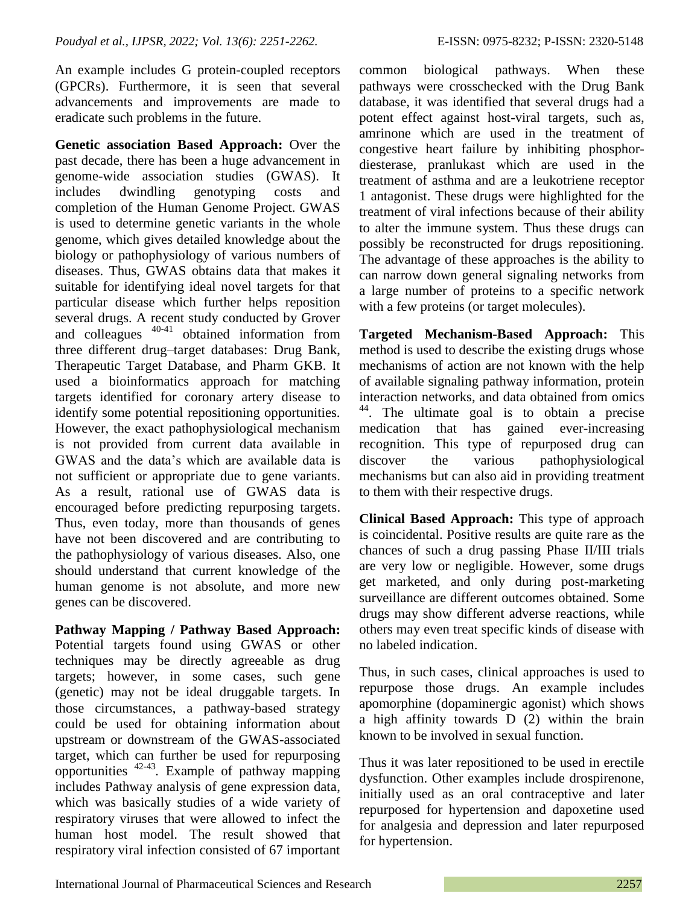An example includes G protein-coupled receptors (GPCRs). Furthermore, it is seen that several advancements and improvements are made to eradicate such problems in the future.

**Genetic association Based Approach:** Over the past decade, there has been a huge advancement in genome-wide association studies (GWAS). It includes dwindling genotyping costs and completion of the Human Genome Project. GWAS is used to determine genetic variants in the whole genome, which gives detailed knowledge about the biology or pathophysiology of various numbers of diseases. Thus, GWAS obtains data that makes it suitable for identifying ideal novel targets for that particular disease which further helps reposition several drugs. A recent study conducted by Grover and colleagues [40-41] obtained information from three different drug–target databases: Drug Bank, Therapeutic Target Database, and Pharm GKB. It used a bioinformatics approach for matching targets identified for coronary artery disease to identify some potential repositioning opportunities. However, the exact pathophysiological mechanism is not provided from current data available in GWAS and the data's which are available data is not sufficient or appropriate due to gene variants. As a result, rational use of GWAS data is encouraged before predicting repurposing targets. Thus, even today, more than thousands of genes have not been discovered and are contributing to the pathophysiology of various diseases. Also, one should understand that current knowledge of the human genome is not absolute, and more new genes can be discovered.

**Pathway Mapping / Pathway Based Approach:** Potential targets found using GWAS or other techniques may be directly agreeable as drug targets; however, in some cases, such gene (genetic) may not be ideal druggable targets. In those circumstances, a pathway-based strategy could be used for obtaining information about upstream or downstream of the GWAS-associated target, which can further be used for repurposing opportunities [42-43]. Example of pathway mapping includes Pathway analysis of gene expression data, which was basically studies of a wide variety of respiratory viruses that were allowed to infect the human host model. The result showed that respiratory viral infection consisted of 67 important common biological pathways. When these pathways were crosschecked with the Drug Bank database, it was identified that several drugs had a potent effect against host-viral targets, such as, amrinone which are used in the treatment of congestive heart failure by inhibiting phosphor-diesterase, pranlukast which are used in the treatment of asthma and are a leukotriene receptor 1 antagonist. These drugs were highlighted for the treatment of viral infections because of their ability to alter the immune system. Thus these drugs can possibly be reconstructed for drugs repositioning. The advantage of these approaches is the ability to can narrow down general signaling networks from a large number of proteins to a specific network with a few proteins (or target molecules).

**Targeted Mechanism-Based Approach:** This method is used to describe the existing drugs whose mechanisms of action are not known with the help of available signaling pathway information, protein interaction networks, and data obtained from omics [44]. The ultimate goal is to obtain a precise medication that has gained ever-increasing recognition. This type of repurposed drug can discover the various pathophysiological mechanisms but can also aid in providing treatment to them with their respective drugs.

**Clinical Based Approach:** This type of approach is coincidental. Positive results are quite rare as the chances of such a drug passing Phase II/III trials are very low or negligible. However, some drugs get marketed, and only during post-marketing surveillance are different outcomes obtained. Some drugs may show different adverse reactions, while others may even treat specific kinds of disease with no labeled indication.

Thus, in such cases, clinical approaches is used to repurpose those drugs. An example includes apomorphine (dopaminergic agonist) which shows a high affinity towards D (2) within the brain known to be involved in sexual function.

Thus it was later repositioned to be used in erectile dysfunction. Other examples include drospirenone, initially used as an oral contraceptive and later repurposed for hypertension and dapoxetine used for analgesia and depression and later repurposed for hypertension.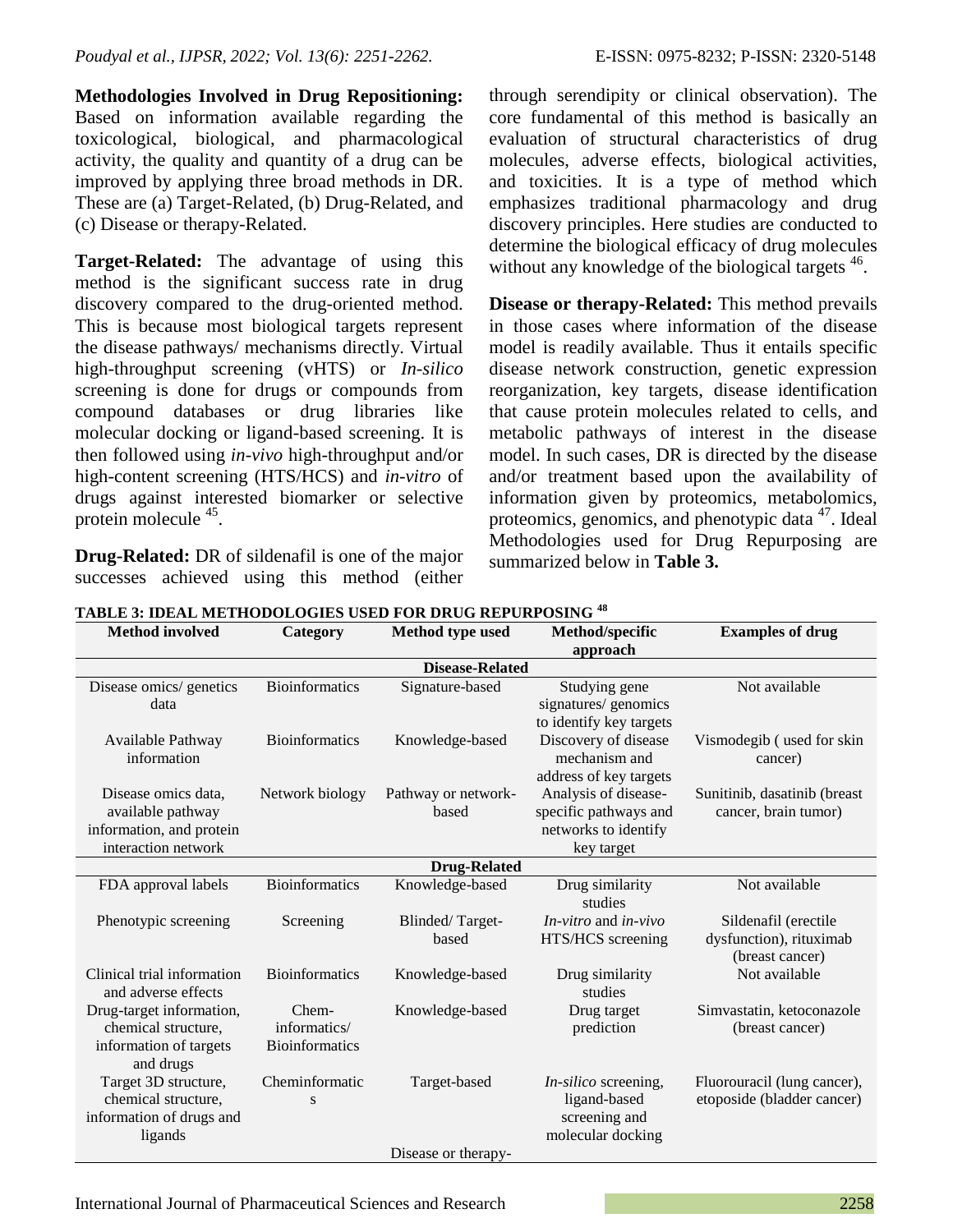**Methodologies Involved in Drug Repositioning:** Based on information available regarding the toxicological, biological, and pharmacological activity, the quality and quantity of a drug can be improved by applying three broad methods in DR. These are (a) Target-Related, (b) Drug-Related, and (c) Disease or therapy-Related.

**Target-Related:** The advantage of using this method is the significant success rate in drug discovery compared to the drug-oriented method. This is because most biological targets represent the disease pathways/ mechanisms directly. Virtual high-throughput screening (vHTS) or *In-silico* screening is done for drugs or compounds from compound databases or drug libraries like molecular docking or ligand-based screening. It is then followed using *in-vivo* high-throughput and/or high-content screening (HTS/HCS) and *in-vitro* of drugs against interested biomarker or selective protein molecule [45].

**Drug-Related:** DR of sildenafil is one of the major successes achieved using this method (either through serendipity or clinical observation). The core fundamental of this method is basically an evaluation of structural characteristics of drug molecules, adverse effects, biological activities, and toxicities. It is a type of method which emphasizes traditional pharmacology and drug discovery principles. Here studies are conducted to determine the biological efficacy of drug molecules without any knowledge of the biological targets [46].

**Disease or therapy-Related:** This method prevails in those cases where information of the disease model is readily available. Thus it entails specific disease network construction, genetic expression reorganization, key targets, disease identification that cause protein molecules related to cells, and metabolic pathways of interest in the disease model. In such cases, DR is directed by the disease and/or treatment based upon the availability of information given by proteomics, metabolomics, proteomics, genomics, and phenotypic data [47]. Ideal Methodologies used for Drug Repurposing are summarized below in **Table 3.**

**TABLE 3: IDEAL METHODOLOGIES USED FOR DRUG REPURPOSING [48]**

| Method involved | Category | Method type used | Method/specific approach | Examples of drug |
|---|---|---|---|---|
| | | **Disease-Related** | | |
| Disease omics/ genetics data | Bioinformatics | Signature-based | Studying gene signatures/ genomics to identify key targets | Not available |
| Available Pathway information | Bioinformatics | Knowledge-based | Discovery of disease mechanism and address of key targets | Vismodegib ( used for skin cancer) |
| Disease omics data, available pathway information, and protein interaction network | Network biology | Pathway or network-based | Analysis of disease-specific pathways and networks to identify key target | Sunitinib, dasatinib (breast cancer, brain tumor) |
| | | **Drug-Related** | | |
| FDA approval labels | Bioinformatics | Knowledge-based | Drug similarity studies | Not available |
| Phenotypic screening | Screening | Blinded/ Target-based | *In-vitro* and *in-vivo* HTS/HCS screening | Sildenafil (erectile dysfunction), rituximab (breast cancer) |
| Clinical trial information and adverse effects | Bioinformatics | Knowledge-based | Drug similarity studies | Not available |
| Drug-target information, chemical structure, information of targets and drugs | Chem-informatics/ Bioinformatics | Knowledge-based | Drug target prediction | Simvastatin, ketoconazole (breast cancer) |
| Target 3D structure, chemical structure, information of drugs and ligands | Cheminformatics | Target-based | *In-silico* screening, ligand-based screening and molecular docking | Fluorouracil (lung cancer), etoposide (bladder cancer) |
| | | Disease or therapy- | | |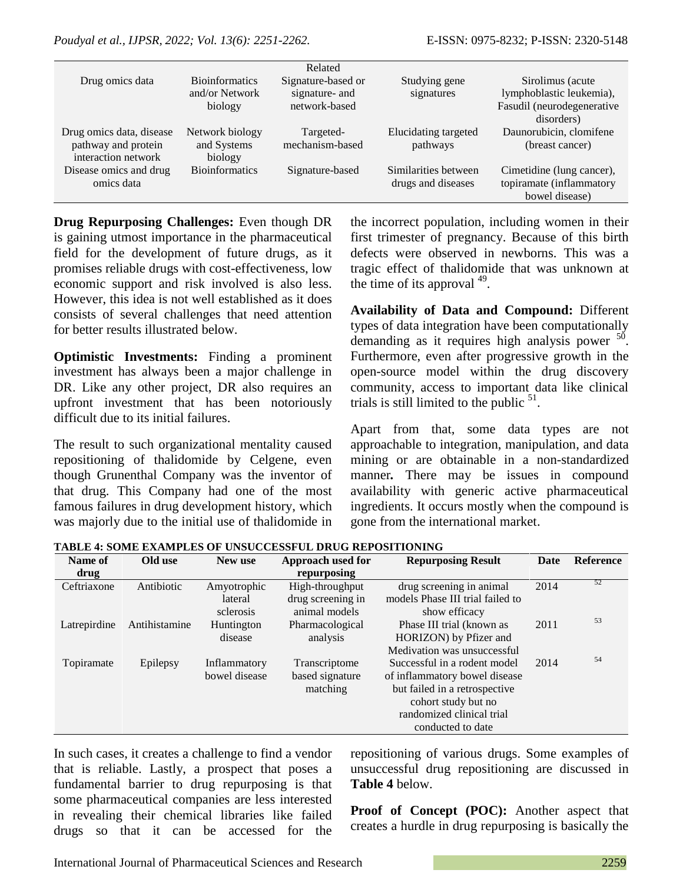| Drug omics data | Bioinformatics and/or Network biology | Related Signature-based or signature- and network-based | Studying gene signatures | Sirolimus (acute lymphoblastic leukemia), Fasudil (neurodegenerative disorders) |
|---|---|---|---|---|
| Drug omics data, disease pathway and protein interaction network | Network biology and Systems biology | Targeted-mechanism-based | Elucidating targeted pathways | Daunorubicin, clomifene (breast cancer) |
| Disease omics and drug omics data | Bioinformatics | Signature-based | Similarities between drugs and diseases | Cimetidine (lung cancer), topiramate (inflammatory bowel disease) |

**Drug Repurposing Challenges:** Even though DR is gaining utmost importance in the pharmaceutical field for the development of future drugs, as it promises reliable drugs with cost-effectiveness, low economic support and risk involved is also less. However, this idea is not well established as it does consists of several challenges that need attention for better results illustrated below.

**Optimistic Investments:** Finding a prominent investment has always been a major challenge in DR. Like any other project, DR also requires an upfront investment that has been notoriously difficult due to its initial failures.

The result to such organizational mentality caused repositioning of thalidomide by Celgene, even though Grunenthal Company was the inventor of that drug. This Company had one of the most famous failures in drug development history, which was majorly due to the initial use of thalidomide in the incorrect population, including women in their first trimester of pregnancy. Because of this birth defects were observed in newborns. This was a tragic effect of thalidomide that was unknown at the time of its approval [49].

**Availability of Data and Compound:** Different types of data integration have been computationally demanding as it requires high analysis power [50]. Furthermore, even after progressive growth in the open-source model within the drug discovery community, access to important data like clinical trials is still limited to the public [51].

Apart from that, some data types are not approachable to integration, manipulation, and data mining or are obtainable in a non-standardized manner**.** There may be issues in compound availability with generic active pharmaceutical ingredients. It occurs mostly when the compound is gone from the international market.

**TABLE 4: SOME EXAMPLES OF UNSUCCESSFUL DRUG REPOSITIONING**

| Name of drug | Old use | New use | Approach used for repurposing | Repurposing Result | Date | Reference |
|---|---|---|---|---|---|---|
| Ceftriaxone | Antibiotic | Amyotrophic lateral sclerosis | High-throughput drug screening in animal models | drug screening in animal models Phase III trial failed to show efficacy | 2014 | 52 |
| Latrepirdine | Antihistamine | Huntington disease | Pharmacological analysis | Phase III trial (known as HORIZON) by Pfizer and Medivation was unsuccessful | 2011 | 53 |
| Topiramate | Epilepsy | Inflammatory bowel disease | Transcriptome based signature matching | Successful in a rodent model of inflammatory bowel disease but failed in a retrospective cohort study but no randomized clinical trial conducted to date | 2014 | 54 |

In such cases, it creates a challenge to find a vendor that is reliable. Lastly, a prospect that poses a fundamental barrier to drug repurposing is that some pharmaceutical companies are less interested in revealing their chemical libraries like failed drugs so that it can be accessed for the repositioning of various drugs. Some examples of unsuccessful drug repositioning are discussed in **Table 4** below.

**Proof of Concept (POC):** Another aspect that creates a hurdle in drug repurposing is basically the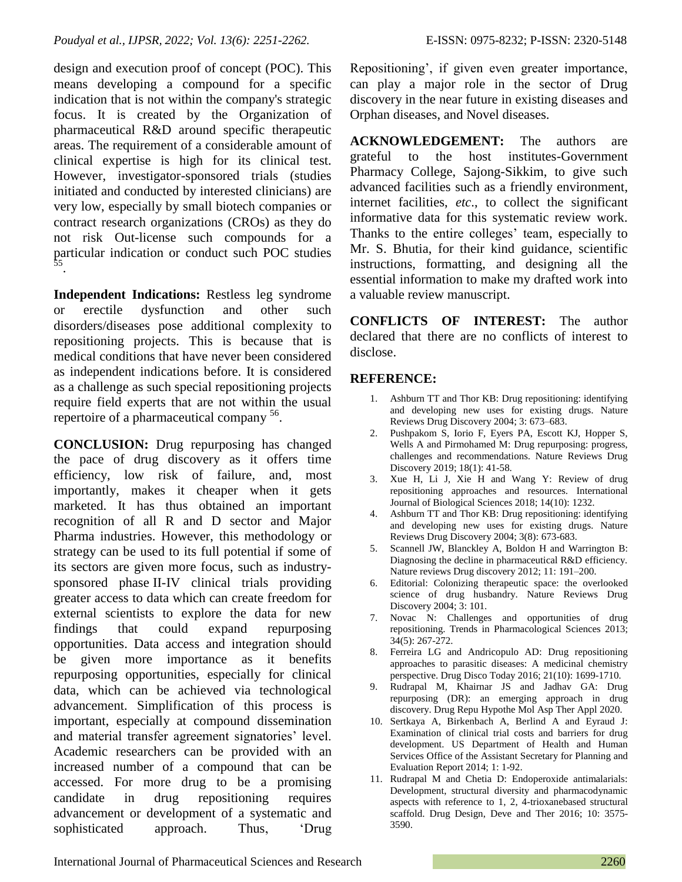design and execution proof of concept (POC). This means developing a compound for a specific indication that is not within the company's strategic focus. It is created by the Organization of pharmaceutical R&D around specific therapeutic areas. The requirement of a considerable amount of clinical expertise is high for its clinical test. However, investigator-sponsored trials (studies initiated and conducted by interested clinicians) are very low, especially by small biotech companies or contract research organizations (CROs) as they do not risk Out-license such compounds for a particular indication or conduct such POC studies [55].

**Independent Indications:** Restless leg syndrome or erectile dysfunction and other such disorders/diseases pose additional complexity to repositioning projects. This is because that is medical conditions that have never been considered as independent indications before. It is considered as a challenge as such special repositioning projects require field experts that are not within the usual repertoire of a pharmaceutical company [56].

**CONCLUSION:** Drug repurposing has changed the pace of drug discovery as it offers time efficiency, low risk of failure, and, most importantly, makes it cheaper when it gets marketed. It has thus obtained an important recognition of all R and D sector and Major Pharma industries. However, this methodology or strategy can be used to its full potential if some of its sectors are given more focus, such as industry-sponsored phase II-IV clinical trials providing greater access to data which can create freedom for external scientists to explore the data for new findings that could expand repurposing opportunities. Data access and integration should be given more importance as it benefits repurposing opportunities, especially for clinical data, which can be achieved via technological advancement. Simplification of this process is important, especially at compound dissemination and material transfer agreement signatories' level. Academic researchers can be provided with an increased number of a compound that can be accessed. For more drug to be a promising candidate in drug repositioning requires advancement or development of a systematic and sophisticated approach. Thus, 'Drug Repositioning', if given even greater importance, can play a major role in the sector of Drug discovery in the near future in existing diseases and Orphan diseases, and Novel diseases.

**ACKNOWLEDGEMENT:** The authors are grateful to the host institutes-Government Pharmacy College, Sajong-Sikkim, to give such advanced facilities such as a friendly environment, internet facilities, *etc*., to collect the significant informative data for this systematic review work. Thanks to the entire colleges' team, especially to Mr. S. Bhutia, for their kind guidance, scientific instructions, formatting, and designing all the essential information to make my drafted work into a valuable review manuscript.

**CONFLICTS OF INTEREST:** The author declared that there are no conflicts of interest to disclose.

## REFERENCE:

1. Ashburn TT and Thor KB: Drug repositioning: identifying and developing new uses for existing drugs. Nature Reviews Drug Discovery 2004; 3: 673–683.
2. Pushpakom S, Iorio F, Eyers PA, Escott KJ, Hopper S, Wells A and Pirmohamed M: Drug repurposing: progress, challenges and recommendations. Nature Reviews Drug Discovery 2019; 18(1): 41-58.
3. Xue H, Li J, Xie H and Wang Y: Review of drug repositioning approaches and resources. International Journal of Biological Sciences 2018; 14(10): 1232.
4. Ashburn TT and Thor KB: Drug repositioning: identifying and developing new uses for existing drugs. Nature Reviews Drug Discovery 2004; 3(8): 673-683.
5. Scannell JW, Blanckley A, Boldon H and Warrington B: Diagnosing the decline in pharmaceutical R&D efficiency. Nature reviews Drug discovery 2012; 11: 191–200.
6. Editorial: Colonizing therapeutic space: the overlooked science of drug husbandry. Nature Reviews Drug Discovery 2004; 3: 101.
7. Novac N: Challenges and opportunities of drug repositioning. Trends in Pharmacological Sciences 2013; 34(5): 267-272.
8. Ferreira LG and Andricopulo AD: Drug repositioning approaches to parasitic diseases: A medicinal chemistry perspective. Drug Disco Today 2016; 21(10): 1699-1710.
9. Rudrapal M, Khairnar JS and Jadhav GA: Drug repurposing (DR): an emerging approach in drug discovery. Drug Repu Hypothe Mol Asp Ther Appl 2020.
10. Sertkaya A, Birkenbach A, Berlind A and Eyraud J: Examination of clinical trial costs and barriers for drug development. US Department of Health and Human Services Office of the Assistant Secretary for Planning and Evaluation Report 2014; 1: 1-92.
11. Rudrapal M and Chetia D: Endoperoxide antimalarials: Development, structural diversity and pharmacodynamic aspects with reference to 1, 2, 4-trioxanebased structural scaffold. Drug Design, Deve and Ther 2016; 10: 3575-3590.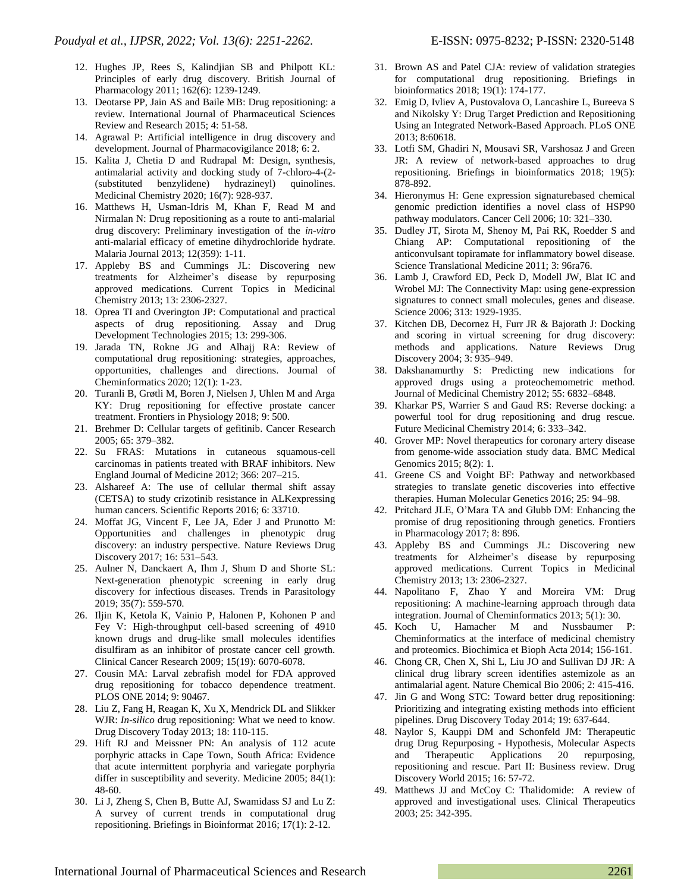12. Hughes JP, Rees S, Kalindjian SB and Philpott KL: Principles of early drug discovery. British Journal of Pharmacology 2011; 162(6): 1239-1249.
13. Deotarse PP, Jain AS and Baile MB: Drug repositioning: a review. International Journal of Pharmaceutical Sciences Review and Research 2015; 4: 51-58.
14. Agrawal P: Artificial intelligence in drug discovery and development. Journal of Pharmacovigilance 2018; 6: 2.
15. Kalita J, Chetia D and Rudrapal M: Design, synthesis, antimalarial activity and docking study of 7-chloro-4-(2-(substituted benzylidene) hydrazineyl) quinolines. Medicinal Chemistry 2020; 16(7): 928-937.
16. Matthews H, Usman-Idris M, Khan F, Read M and Nirmalan N: Drug repositioning as a route to anti-malarial drug discovery: Preliminary investigation of the *in-vitro* anti-malarial efficacy of emetine dihydrochloride hydrate. Malaria Journal 2013; 12(359): 1-11.
17. Appleby BS and Cummings JL: Discovering new treatments for Alzheimer's disease by repurposing approved medications. Current Topics in Medicinal Chemistry 2013; 13: 2306-2327.
18. Oprea TI and Overington JP: Computational and practical aspects of drug repositioning. Assay and Drug Development Technologies 2015; 13: 299-306.
19. Jarada TN, Rokne JG and Alhajj RA: Review of computational drug repositioning: strategies, approaches, opportunities, challenges and directions. Journal of Cheminformatics 2020; 12(1): 1-23.
20. Turanli B, Grøtli M, Boren J, Nielsen J, Uhlen M and Arga KY: Drug repositioning for effective prostate cancer treatment. Frontiers in Physiology 2018; 9: 500.
21. Brehmer D: Cellular targets of gefitinib. Cancer Research 2005; 65: 379–382.
22. Su FRAS: Mutations in cutaneous squamous-cell carcinomas in patients treated with BRAF inhibitors. New England Journal of Medicine 2012; 366: 207–215.
23. Alshareef A: The use of cellular thermal shift assay (CETSA) to study crizotinib resistance in ALKexpressing human cancers. Scientific Reports 2016; 6: 33710.
24. Moffat JG, Vincent F, Lee JA, Eder J and Prunotto M: Opportunities and challenges in phenotypic drug discovery: an industry perspective. Nature Reviews Drug Discovery 2017; 16: 531–543.
25. Aulner N, Danckaert A, Ihm J, Shum D and Shorte SL: Next-generation phenotypic screening in early drug discovery for infectious diseases. Trends in Parasitology 2019; 35(7): 559-570.
26. Iljin K, Ketola K, Vainio P, Halonen P, Kohonen P and Fey V: High-throughput cell-based screening of 4910 known drugs and drug-like small molecules identifies disulfiram as an inhibitor of prostate cancer cell growth. Clinical Cancer Research 2009; 15(19): 6070-6078.
27. Cousin MA: Larval zebrafish model for FDA approved drug repositioning for tobacco dependence treatment. PLOS ONE 2014; 9: 90467.
28. Liu Z, Fang H, Reagan K, Xu X, Mendrick DL and Slikker WJR: *In-silico* drug repositioning: What we need to know. Drug Discovery Today 2013; 18: 110-115.
29. Hift RJ and Meissner PN: An analysis of 112 acute porphyric attacks in Cape Town, South Africa: Evidence that acute intermittent porphyria and variegate porphyria differ in susceptibility and severity. Medicine 2005; 84(1): 48-60.
30. Li J, Zheng S, Chen B, Butte AJ, Swamidass SJ and Lu Z: A survey of current trends in computational drug repositioning. Briefings in Bioinformat 2016; 17(1): 2-12.
31. Brown AS and Patel CJA: review of validation strategies for computational drug repositioning. Briefings in bioinformatics 2018; 19(1): 174-177.
32. Emig D, Ivliev A, Pustovalova O, Lancashire L, Bureeva S and Nikolsky Y: Drug Target Prediction and Repositioning Using an Integrated Network-Based Approach. PLoS ONE 2013; 8:60618.
33. Lotfi SM, Ghadiri N, Mousavi SR, Varshosaz J and Green JR: A review of network-based approaches to drug repositioning. Briefings in bioinformatics 2018; 19(5): 878-892.
34. Hieronymus H: Gene expression signaturebased chemical genomic prediction identifies a novel class of HSP90 pathway modulators. Cancer Cell 2006; 10: 321–330.
35. Dudley JT, Sirota M, Shenoy M, Pai RK, Roedder S and Chiang AP: Computational repositioning of the anticonvulsant topiramate for inflammatory bowel disease. Science Translational Medicine 2011; 3: 96ra76.
36. Lamb J, Crawford ED, Peck D, Modell JW, Blat IC and Wrobel MJ: The Connectivity Map: using gene-expression signatures to connect small molecules, genes and disease. Science 2006; 313: 1929-1935.
37. Kitchen DB, Decornez H, Furr JR & Bajorath J: Docking and scoring in virtual screening for drug discovery: methods and applications. Nature Reviews Drug Discovery 2004; 3: 935–949.
38. Dakshanamurthy S: Predicting new indications for approved drugs using a proteochemometric method. Journal of Medicinal Chemistry 2012; 55: 6832–6848.
39. Kharkar PS, Warrier S and Gaud RS: Reverse docking: a powerful tool for drug repositioning and drug rescue. Future Medicinal Chemistry 2014; 6: 333–342.
40. Grover MP: Novel therapeutics for coronary artery disease from genome-wide association study data. BMC Medical Genomics 2015; 8(2): 1.
41. Greene CS and Voight BF: Pathway and networkbased strategies to translate genetic discoveries into effective therapies. Human Molecular Genetics 2016; 25: 94–98.
42. Pritchard JLE, O'Mara TA and Glubb DM: Enhancing the promise of drug repositioning through genetics. Frontiers in Pharmacology 2017; 8: 896.
43. Appleby BS and Cummings JL: Discovering new treatments for Alzheimer's disease by repurposing approved medications. Current Topics in Medicinal Chemistry 2013; 13: 2306-2327.
44. Napolitano F, Zhao Y and Moreira VM: Drug repositioning: A machine-learning approach through data integration. Journal of Cheminformatics 2013; 5(1): 30.
45. Koch U, Hamacher M and Nussbaumer P: Cheminformatics at the interface of medicinal chemistry and proteomics. Biochimica et Bioph Acta 2014; 156-161.
46. Chong CR, Chen X, Shi L, Liu JO and Sullivan DJ JR: A clinical drug library screen identifies astemizole as an antimalarial agent. Nature Chemical Bio 2006; 2: 415-416.
47. Jin G and Wong STC: Toward better drug repositioning: Prioritizing and integrating existing methods into efficient pipelines. Drug Discovery Today 2014; 19: 637-644.
48. Naylor S, Kauppi DM and Schonfeld JM: Therapeutic drug Drug Repurposing - Hypothesis, Molecular Aspects and Therapeutic Applications 20 repurposing, repositioning and rescue. Part II: Business review. Drug Discovery World 2015; 16: 57-72.
49. Matthews JJ and McCoy C: Thalidomide: A review of approved and investigational uses. Clinical Therapeutics 2003; 25: 342-395.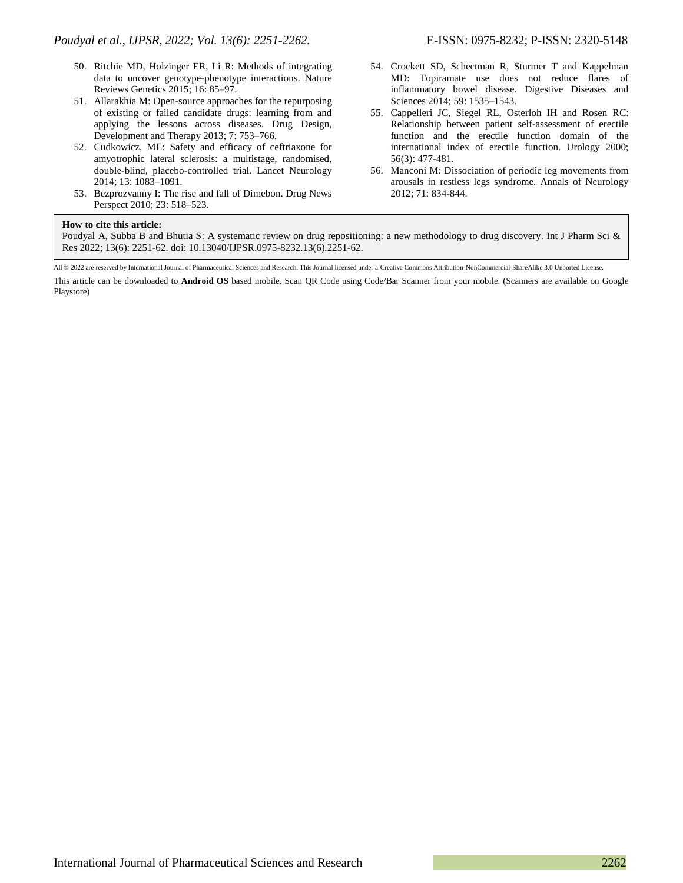50. Ritchie MD, Holzinger ER, Li R: Methods of integrating data to uncover genotype-phenotype interactions. Nature Reviews Genetics 2015; 16: 85–97.
51. Allarakhia M: Open-source approaches for the repurposing of existing or failed candidate drugs: learning from and applying the lessons across diseases. Drug Design, Development and Therapy 2013; 7: 753–766.
52. Cudkowicz, ME: Safety and efficacy of ceftriaxone for amyotrophic lateral sclerosis: a multistage, randomised, double-blind, placebo-controlled trial. Lancet Neurology 2014; 13: 1083–1091.
53. Bezprozvanny I: The rise and fall of Dimebon. Drug News Perspect 2010; 23: 518–523.
54. Crockett SD, Schectman R, Sturmer T and Kappelman MD: Topiramate use does not reduce flares of inflammatory bowel disease. Digestive Diseases and Sciences 2014; 59: 1535–1543.
55. Cappelleri JC, Siegel RL, Osterloh IH and Rosen RC: Relationship between patient self-assessment of erectile function and the erectile function domain of the international index of erectile function. Urology 2000; 56(3): 477-481.
56. Manconi M: Dissociation of periodic leg movements from arousals in restless legs syndrome. Annals of Neurology 2012; 71: 834-844.

**How to cite this article:**
Poudyal A, Subba B and Bhutia S: A systematic review on drug repositioning: a new methodology to drug discovery. Int J Pharm Sci & Res 2022; 13(6): 2251-62. doi: 10.13040/IJPSR.0975-8232.13(6).2251-62.

All © 2022 are reserved by International Journal of Pharmaceutical Sciences and Research. This Journal licensed under a Creative Commons Attribution-NonCommercial-ShareAlike 3.0 Unported License.

This article can be downloaded to **Android OS** based mobile. Scan QR Code using Code/Bar Scanner from your mobile. (Scanners are available on Google Playstore)